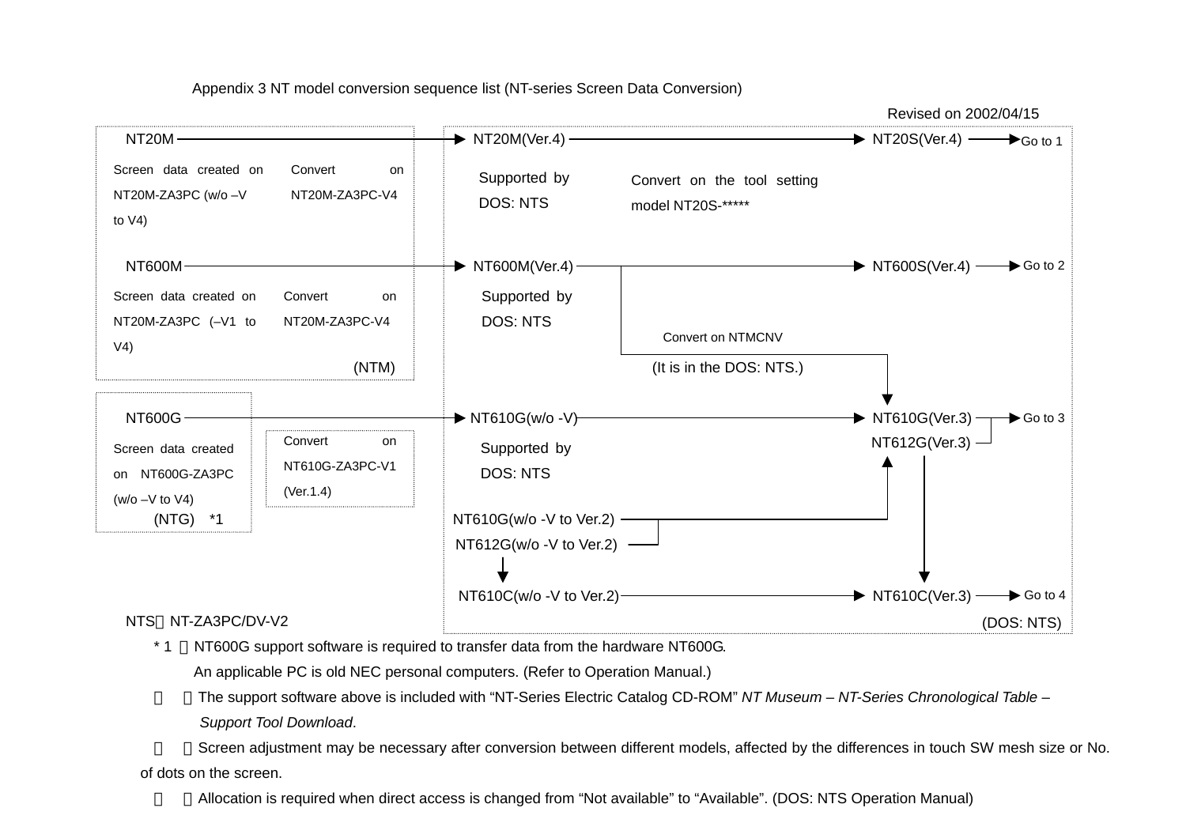Appendix 3 NT model conversion sequence list (NT-series Screen Data Conversion)

Revised on 2002/04/15

NT20M → NT20M(Ver.4) → NT20S(Ver.4) → Go to 1

Screen data created on NT20M-ZA3PC (w/o –V to V4)

Convert on NT20M-ZA3PC-V4

Supported by DOS: NTS

Convert on the tool setting model NT20S-*****

NT600M → NT600M(Ver.4) → NT600S(Ver.4) → Go to 2

Screen data created on NT20M-ZA3PC (–V1 to V4)

Convert on NT20M-ZA3PC-V4

Supported by DOS: NTS

Convert on NTMCNV

(It is in the DOS: NTS.)

(NTM)

NT600G → NT610G(w/o -V) → NT610G(Ver.3) / NT612G(Ver.3) → Go to 3

Screen data created on NT600G-ZA3PC (w/o –V to V4)

(NTG) *1

Convert on NT610G-ZA3PC-V1 (Ver.1.4)

Supported by DOS: NTS

NT610G(w/o -V to Ver.2) / NT612G(w/o -V to Ver.2) → NT610G(Ver.3) / NT612G(Ver.3)

NT610C(w/o -V to Ver.2) → NT610C(Ver.3) → Go to 4

(DOS: NTS)

NTS：NT-ZA3PC/DV-V2

* 1 ：NT600G support software is required to transfer data from the hardware NT600G.
  An applicable PC is old NEC personal computers. (Refer to Operation Manual.)

※ ：The support software above is included with "NT-Series Electric Catalog CD-ROM" *NT Museum – NT-Series Chronological Table – Support Tool Download*.

※ ：Screen adjustment may be necessary after conversion between different models, affected by the differences in touch SW mesh size or No. of dots on the screen.

※ ：Allocation is required when direct access is changed from "Not available" to "Available". (DOS: NTS Operation Manual)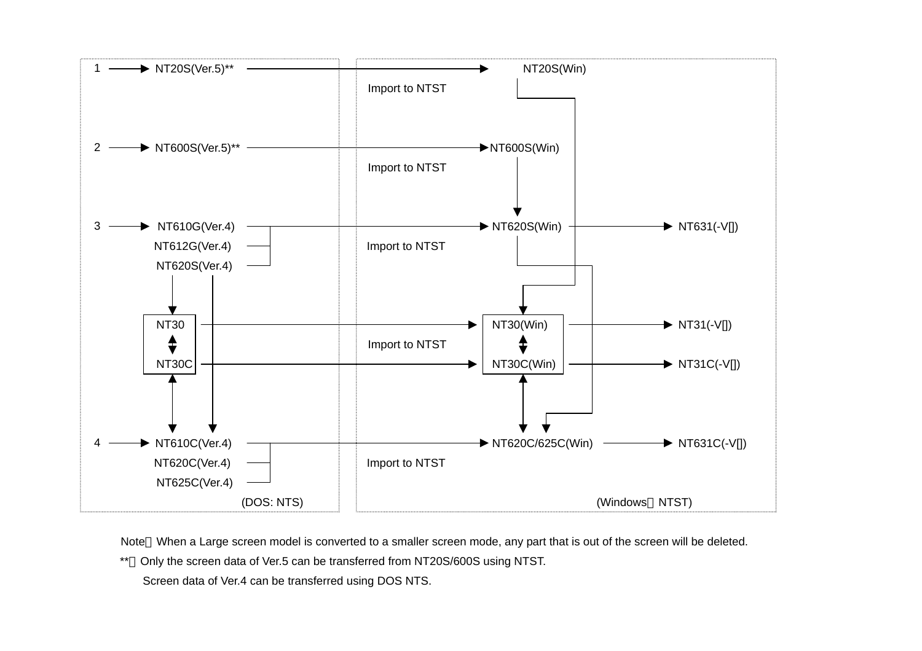| | DOS: NTS | | Windows：NTST | |
|---|---|---|---|---|
| 1 | NT20S(Ver.5)** | Import to NTST | NT20S(Win) | |
| 2 | NT600S(Ver.5)** | Import to NTST | NT600S(Win) | |
| 3 | NT610G(Ver.4) / NT612G(Ver.4) / NT620S(Ver.4) | Import to NTST | NT620S(Win) | NT631(-V[]) |
| | NT30 ↔ NT30C | Import to NTST | NT30(Win) ↔ NT30C(Win) | NT31(-V[]) / NT31C(-V[]) |
| 4 | NT610C(Ver.4) / NT620C(Ver.4) / NT625C(Ver.4) | Import to NTST | NT620C/625C(Win) | NT631C(-V[]) |

(DOS: NTS)

(Windows：NTST)

Note：When a Large screen model is converted to a smaller screen mode, any part that is out of the screen will be deleted.

**：Only the screen data of Ver.5 can be transferred from NT20S/600S using NTST.

Screen data of Ver.4 can be transferred using DOS NTS.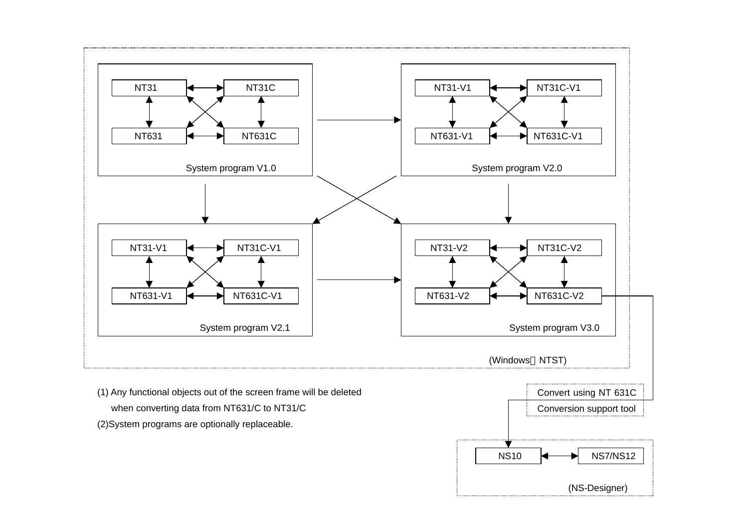NT31
NT31C
NT631
NT631C
System program V1.0

NT31-V1
NT31C-V1
NT631-V1
NT631C-V1
System program V2.0

NT31-V1
NT31C-V1
NT631-V1
NT631C-V1
System program V2.1

NT31-V2
NT31C-V2
NT631-V2
NT631C-V2
System program V3.0

(Windows NTST)

Convert using NT 631C
Conversion support tool

NS10
NS7/NS12
(NS-Designer)

(1) Any functional objects out of the screen frame will be deleted when converting data from NT631/C to NT31/C

(2)System programs are optionally replaceable.